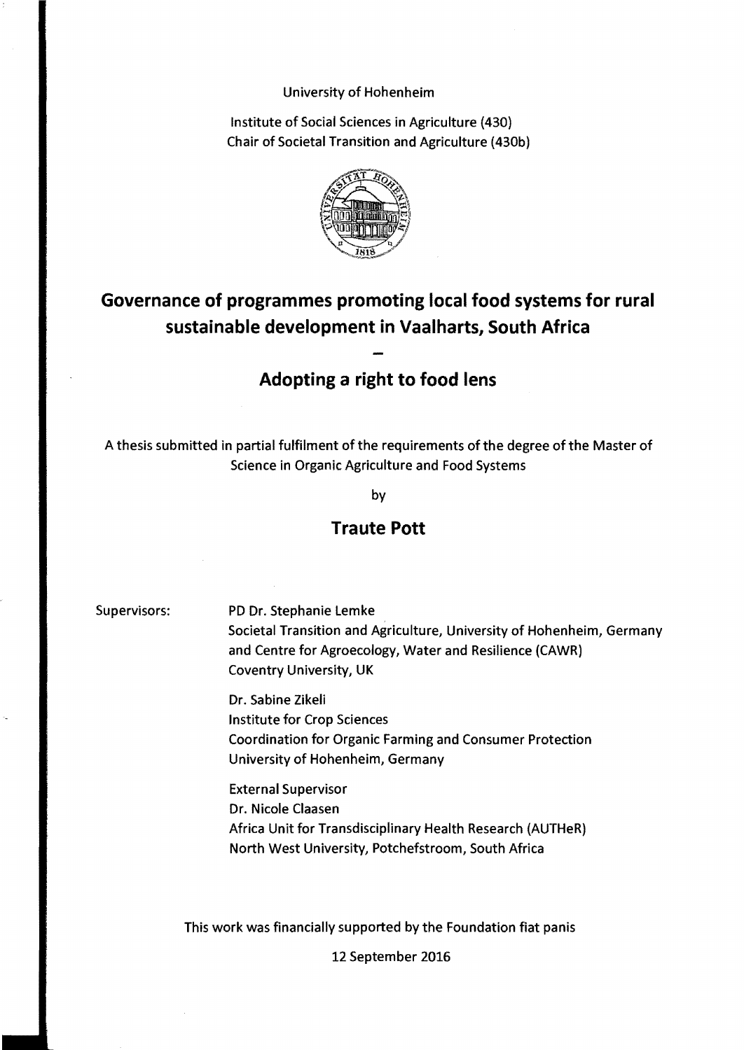University of Hohenheim

Institute of Social Sciences in Agriculture (430)
Chair of Societal Transition and Agriculture (430b)

# Governance of programmes promoting local food systems for rural sustainable development in Vaalharts, South Africa

## Adopting a right to food lens

A thesis submitted in partial fulfilment of the requirements of the degree of the Master of Science in Organic Agriculture and Food Systems

by

## Traute Pott

Supervisors:

PD Dr. Stephanie Lemke
Societal Transition and Agriculture, University of Hohenheim, Germany
and Centre for Agroecology, Water and Resilience (CAWR)
Coventry University, UK

Dr. Sabine Zikeli
Institute for Crop Sciences
Coordination for Organic Farming and Consumer Protection
University of Hohenheim, Germany

External Supervisor
Dr. Nicole Claasen
Africa Unit for Transdisciplinary Health Research (AUTHeR)
North West University, Potchefstroom, South Africa

This work was financially supported by the Foundation fiat panis

12 September 2016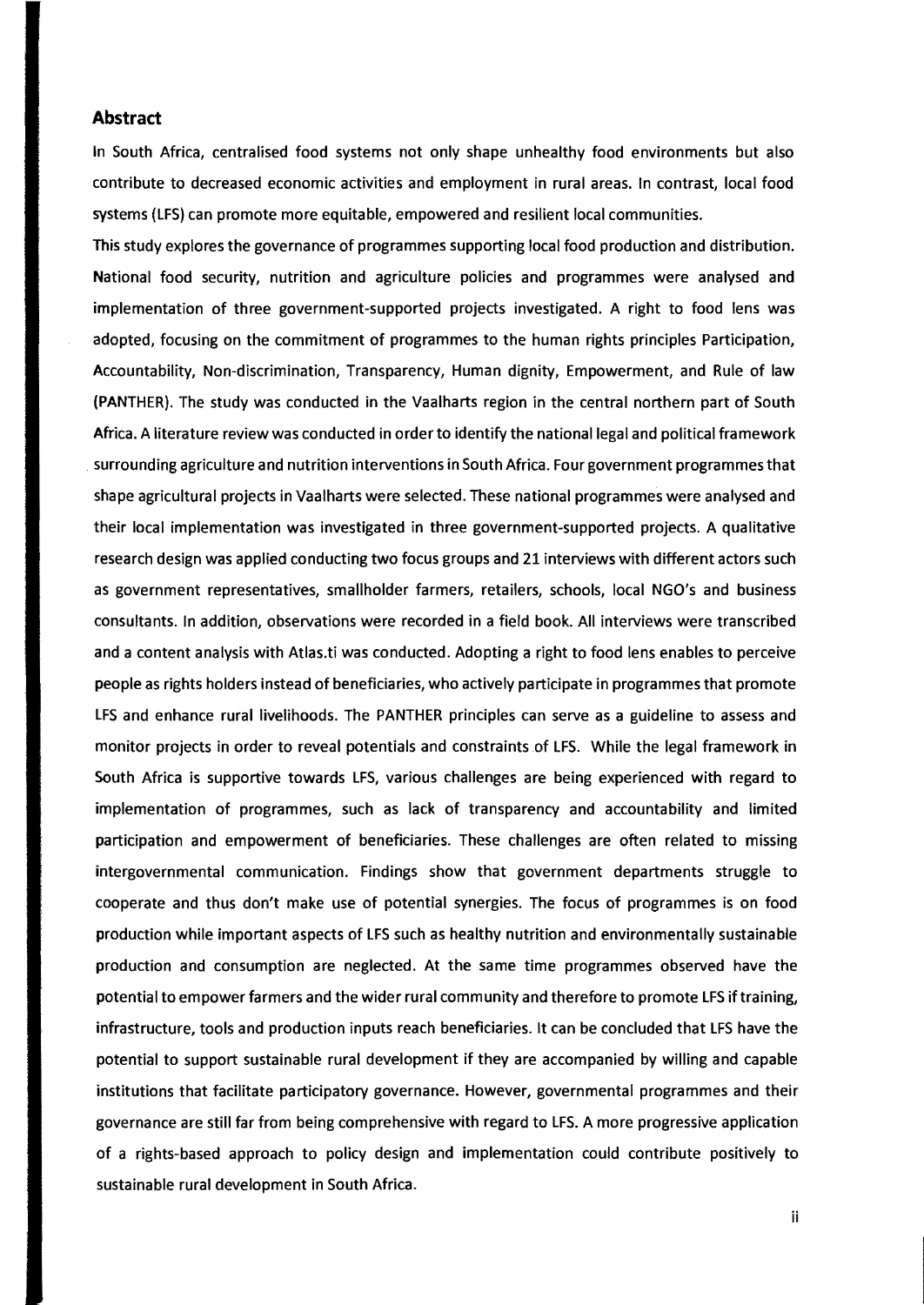## Abstract

In South Africa, centralised food systems not only shape unhealthy food environments but also contribute to decreased economic activities and employment in rural areas. In contrast, local food systems (LFS) can promote more equitable, empowered and resilient local communities.

This study explores the governance of programmes supporting local food production and distribution. National food security, nutrition and agriculture policies and programmes were analysed and implementation of three government-supported projects investigated. A right to food lens was adopted, focusing on the commitment of programmes to the human rights principles Participation, Accountability, Non-discrimination, Transparency, Human dignity, Empowerment, and Rule of law (PANTHER). The study was conducted in the Vaalharts region in the central northern part of South Africa. A literature review was conducted in order to identify the national legal and political framework surrounding agriculture and nutrition interventions in South Africa. Four government programmes that shape agricultural projects in Vaalharts were selected. These national programmes were analysed and their local implementation was investigated in three government-supported projects. A qualitative research design was applied conducting two focus groups and 21 interviews with different actors such as government representatives, smallholder farmers, retailers, schools, local NGO's and business consultants. In addition, observations were recorded in a field book. All interviews were transcribed and a content analysis with Atlas.ti was conducted. Adopting a right to food lens enables to perceive people as rights holders instead of beneficiaries, who actively participate in programmes that promote LFS and enhance rural livelihoods. The PANTHER principles can serve as a guideline to assess and monitor projects in order to reveal potentials and constraints of LFS. While the legal framework in South Africa is supportive towards LFS, various challenges are being experienced with regard to implementation of programmes, such as lack of transparency and accountability and limited participation and empowerment of beneficiaries. These challenges are often related to missing intergovernmental communication. Findings show that government departments struggle to cooperate and thus don't make use of potential synergies. The focus of programmes is on food production while important aspects of LFS such as healthy nutrition and environmentally sustainable production and consumption are neglected. At the same time programmes observed have the potential to empower farmers and the wider rural community and therefore to promote LFS if training, infrastructure, tools and production inputs reach beneficiaries. It can be concluded that LFS have the potential to support sustainable rural development if they are accompanied by willing and capable institutions that facilitate participatory governance. However, governmental programmes and their governance are still far from being comprehensive with regard to LFS. A more progressive application of a rights-based approach to policy design and implementation could contribute positively to sustainable rural development in South Africa.